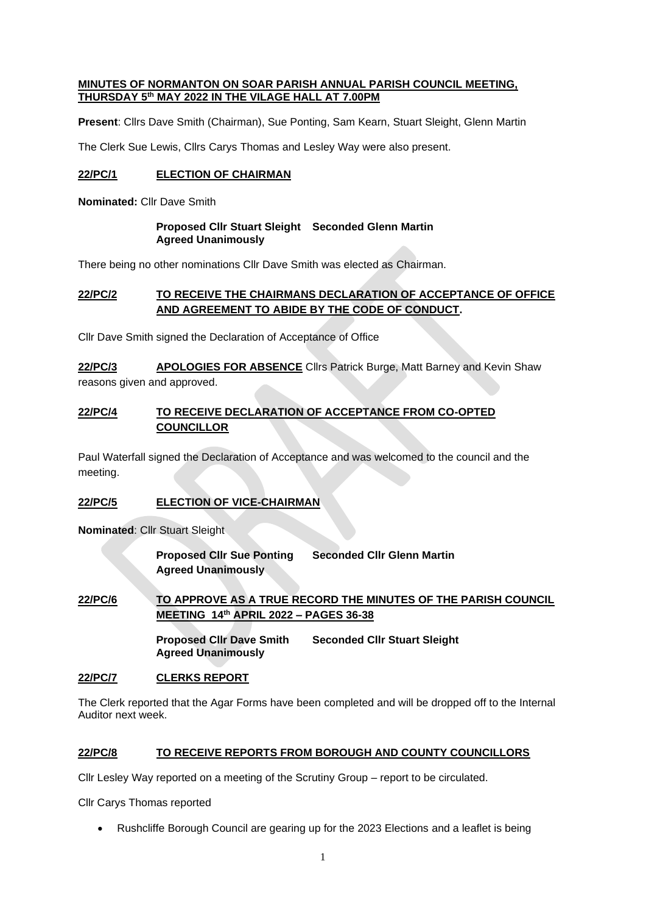**MINUTES OF NORMANTON ON SOAR PARISH ANNUAL PARISH COUNCIL MEETING, THURSDAY 5th MAY 2022 IN THE VILAGE HALL AT 7.00PM**

**Present**: Cllrs Dave Smith (Chairman), Sue Ponting, Sam Kearn, Stuart Sleight, Glenn Martin

The Clerk Sue Lewis, Cllrs Carys Thomas and Lesley Way were also present.

**22/PC/1 ELECTION OF CHAIRMAN**

**Nominated:** Cllr Dave Smith

**Proposed Cllr Stuart Sleight Seconded Glenn Martin**
**Agreed Unanimously**

There being no other nominations Cllr Dave Smith was elected as Chairman.

**22/PC/2 TO RECEIVE THE CHAIRMANS DECLARATION OF ACCEPTANCE OF OFFICE AND AGREEMENT TO ABIDE BY THE CODE OF CONDUCT.**

Cllr Dave Smith signed the Declaration of Acceptance of Office

**22/PC/3 APOLOGIES FOR ABSENCE** Cllrs Patrick Burge, Matt Barney and Kevin Shaw reasons given and approved.

**22/PC/4 TO RECEIVE DECLARATION OF ACCEPTANCE FROM CO-OPTED COUNCILLOR**

Paul Waterfall signed the Declaration of Acceptance and was welcomed to the council and the meeting.

**22/PC/5 ELECTION OF VICE-CHAIRMAN**

**Nominated**: Cllr Stuart Sleight

**Proposed Cllr Sue Ponting Seconded Cllr Glenn Martin**
**Agreed Unanimously**

**22/PC/6 TO APPROVE AS A TRUE RECORD THE MINUTES OF THE PARISH COUNCIL MEETING 14th APRIL 2022 – PAGES 36-38**

**Proposed Cllr Dave Smith Seconded Cllr Stuart Sleight**
**Agreed Unanimously**

**22/PC/7 CLERKS REPORT**

The Clerk reported that the Agar Forms have been completed and will be dropped off to the Internal Auditor next week.

**22/PC/8 TO RECEIVE REPORTS FROM BOROUGH AND COUNTY COUNCILLORS**

Cllr Lesley Way reported on a meeting of the Scrutiny Group – report to be circulated.

Cllr Carys Thomas reported

- Rushcliffe Borough Council are gearing up for the 2023 Elections and a leaflet is being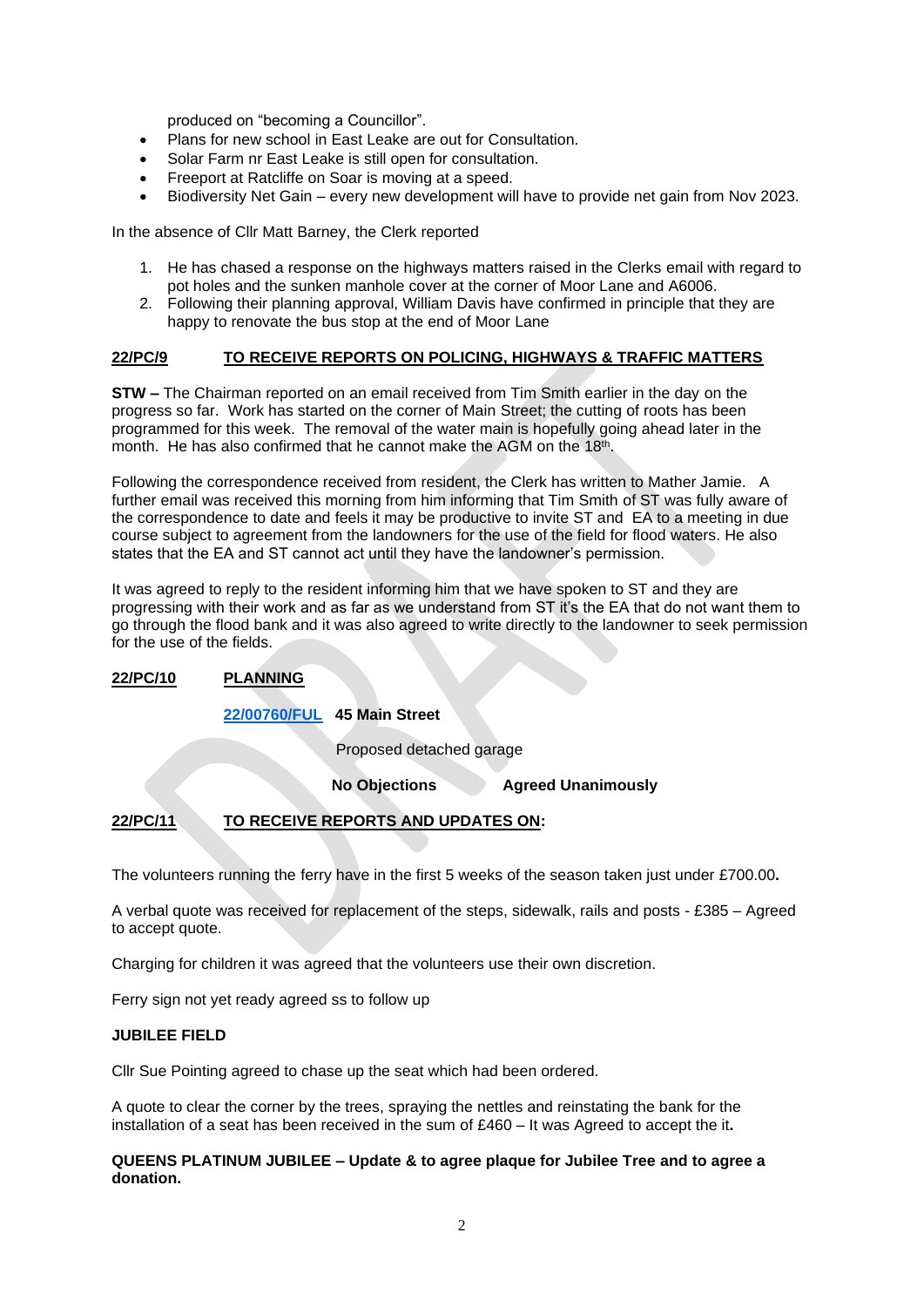produced on "becoming a Councillor".

- Plans for new school in East Leake are out for Consultation.
- Solar Farm nr East Leake is still open for consultation.
- Freeport at Ratcliffe on Soar is moving at a speed.
- Biodiversity Net Gain – every new development will have to provide net gain from Nov 2023.

In the absence of Cllr Matt Barney, the Clerk reported

1. He has chased a response on the highways matters raised in the Clerks email with regard to pot holes and the sunken manhole cover at the corner of Moor Lane and A6006.
2. Following their planning approval, William Davis have confirmed in principle that they are happy to renovate the bus stop at the end of Moor Lane

**22/PC/9 TO RECEIVE REPORTS ON POLICING, HIGHWAYS & TRAFFIC MATTERS**

**STW –** The Chairman reported on an email received from Tim Smith earlier in the day on the progress so far. Work has started on the corner of Main Street; the cutting of roots has been programmed for this week. The removal of the water main is hopefully going ahead later in the month. He has also confirmed that he cannot make the AGM on the 18th.

Following the correspondence received from resident, the Clerk has written to Mather Jamie. A further email was received this morning from him informing that Tim Smith of ST was fully aware of the correspondence to date and feels it may be productive to invite ST and EA to a meeting in due course subject to agreement from the landowners for the use of the field for flood waters. He also states that the EA and ST cannot act until they have the landowner's permission.

It was agreed to reply to the resident informing him that we have spoken to ST and they are progressing with their work and as far as we understand from ST it's the EA that do not want them to go through the flood bank and it was also agreed to write directly to the landowner to seek permission for the use of the fields.

**22/PC/10 PLANNING**

**22/00760/FUL 45 Main Street**

Proposed detached garage

**No Objections** **Agreed Unanimously**

**22/PC/11 TO RECEIVE REPORTS AND UPDATES ON:**

The volunteers running the ferry have in the first 5 weeks of the season taken just under £700.00**.**

A verbal quote was received for replacement of the steps, sidewalk, rails and posts - £385 – Agreed to accept quote.

Charging for children it was agreed that the volunteers use their own discretion.

Ferry sign not yet ready agreed ss to follow up

**JUBILEE FIELD**

Cllr Sue Pointing agreed to chase up the seat which had been ordered.

A quote to clear the corner by the trees, spraying the nettles and reinstating the bank for the installation of a seat has been received in the sum of £460 – It was Agreed to accept the it**.**

**QUEENS PLATINUM JUBILEE – Update & to agree plaque for Jubilee Tree and to agree a donation.**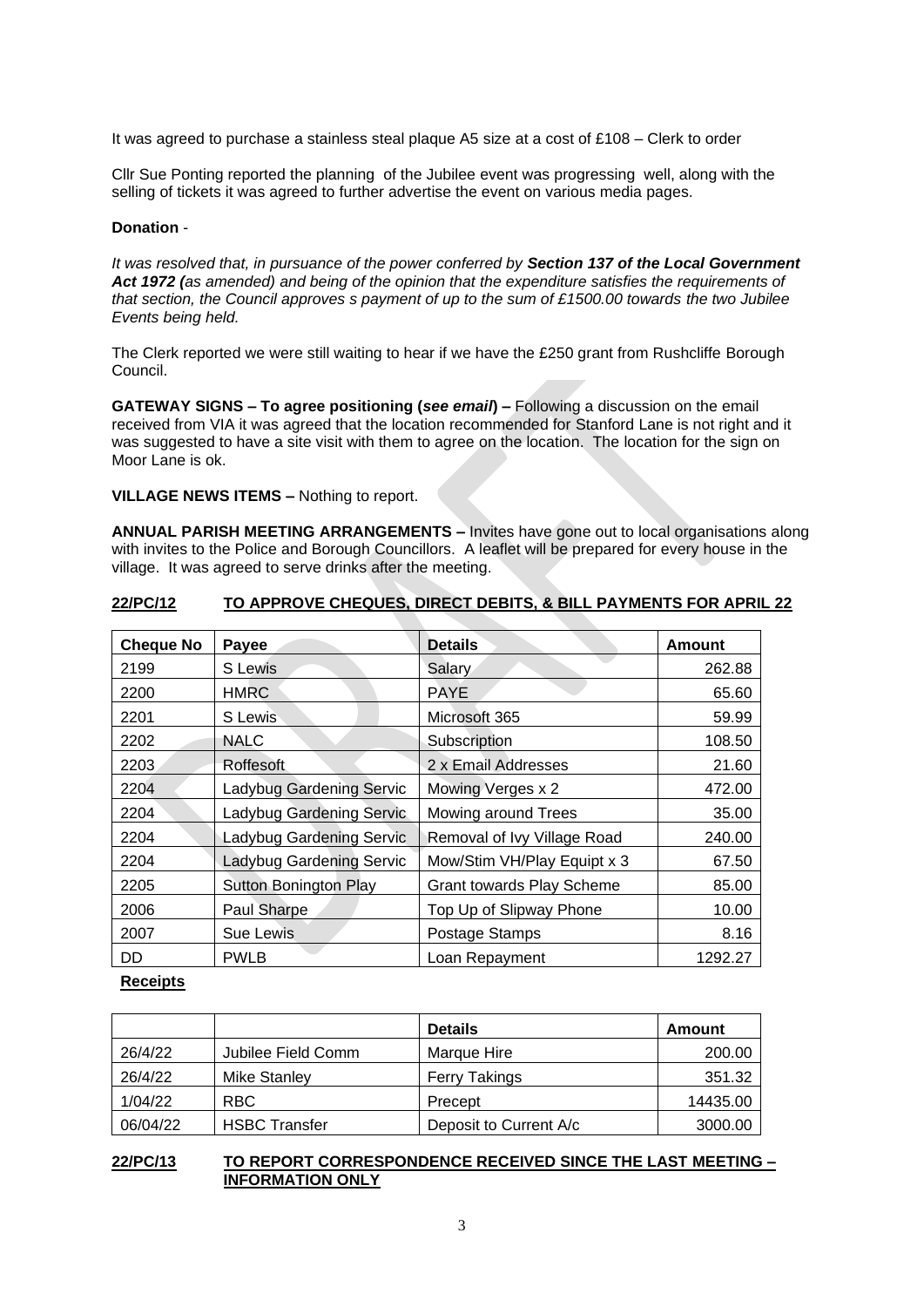It was agreed to purchase a stainless steal plaque A5 size at a cost of £108 – Clerk to order

Cllr Sue Ponting reported the planning of the Jubilee event was progressing well, along with the selling of tickets it was agreed to further advertise the event on various media pages.

**Donation** -

*It was resolved that, in pursuance of the power conferred by **Section 137 of the Local Government Act 1972 (**as amended) and being of the opinion that the expenditure satisfies the requirements of that section, the Council approves s payment of up to the sum of £1500.00 towards the two Jubilee Events being held.*

The Clerk reported we were still waiting to hear if we have the £250 grant from Rushcliffe Borough Council.

**GATEWAY SIGNS – To agree positioning (*see email*) –** Following a discussion on the email received from VIA it was agreed that the location recommended for Stanford Lane is not right and it was suggested to have a site visit with them to agree on the location. The location for the sign on Moor Lane is ok.

**VILLAGE NEWS ITEMS –** Nothing to report.

**ANNUAL PARISH MEETING ARRANGEMENTS –** Invites have gone out to local organisations along with invites to the Police and Borough Councillors. A leaflet will be prepared for every house in the village. It was agreed to serve drinks after the meeting.

## 22/PC/12 TO APPROVE CHEQUES, DIRECT DEBITS, & BILL PAYMENTS FOR APRIL 22

| Cheque No | Payee | Details | Amount |
|---|---|---|---|
| 2199 | S Lewis | Salary | 262.88 |
| 2200 | HMRC | PAYE | 65.60 |
| 2201 | S Lewis | Microsoft 365 | 59.99 |
| 2202 | NALC | Subscription | 108.50 |
| 2203 | Roffesoft | 2 x Email Addresses | 21.60 |
| 2204 | Ladybug Gardening Servic | Mowing Verges x 2 | 472.00 |
| 2204 | Ladybug Gardening Servic | Mowing around Trees | 35.00 |
| 2204 | Ladybug Gardening Servic | Removal of Ivy Village Road | 240.00 |
| 2204 | Ladybug Gardening Servic | Mow/Stim VH/Play Equipt x 3 | 67.50 |
| 2205 | Sutton Bonington Play | Grant towards Play Scheme | 85.00 |
| 2006 | Paul Sharpe | Top Up of Slipway Phone | 10.00 |
| 2007 | Sue Lewis | Postage Stamps | 8.16 |
| DD | PWLB | Loan Repayment | 1292.27 |

**Receipts**

| | | Details | Amount |
|---|---|---|---|
| 26/4/22 | Jubilee Field Comm | Marque Hire | 200.00 |
| 26/4/22 | Mike Stanley | Ferry Takings | 351.32 |
| 1/04/22 | RBC | Precept | 14435.00 |
| 06/04/22 | HSBC Transfer | Deposit to Current A/c | 3000.00 |

## 22/PC/13 TO REPORT CORRESPONDENCE RECEIVED SINCE THE LAST MEETING – INFORMATION ONLY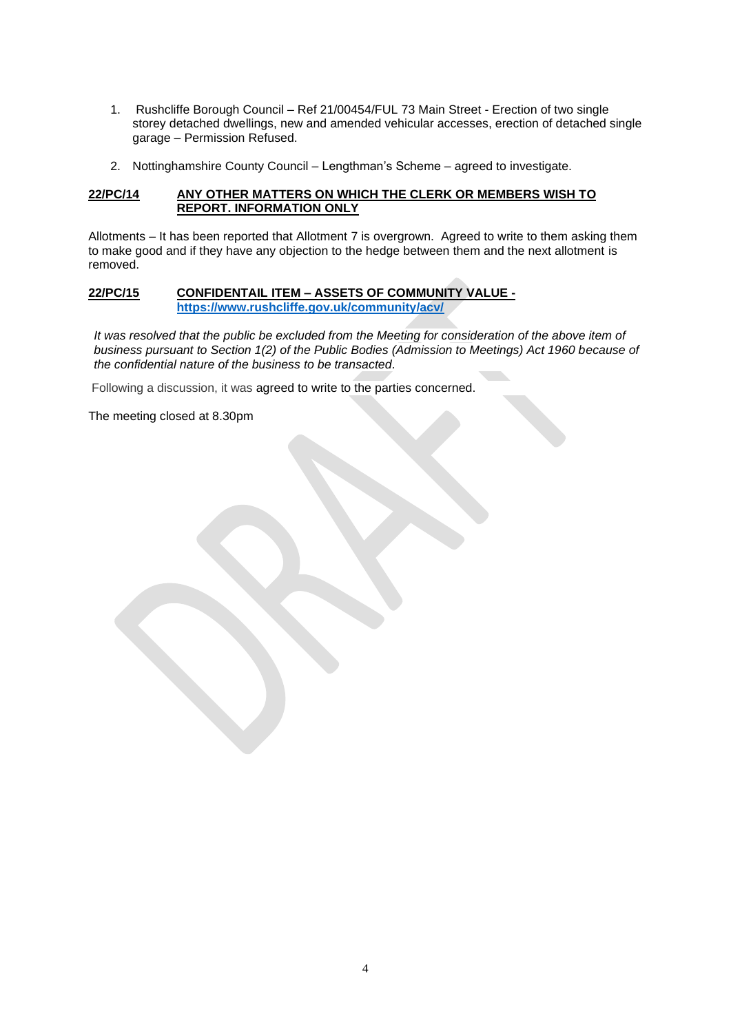1. Rushcliffe Borough Council – Ref 21/00454/FUL 73 Main Street - Erection of two single storey detached dwellings, new and amended vehicular accesses, erection of detached single garage – Permission Refused.
2. Nottinghamshire County Council – Lengthman's Scheme – agreed to investigate.

**22/PC/14 ANY OTHER MATTERS ON WHICH THE CLERK OR MEMBERS WISH TO REPORT. INFORMATION ONLY**

Allotments – It has been reported that Allotment 7 is overgrown. Agreed to write to them asking them to make good and if they have any objection to the hedge between them and the next allotment is removed.

**22/PC/15 CONFIDENTAIL ITEM – ASSETS OF COMMUNITY VALUE - https://www.rushcliffe.gov.uk/community/acv/**

*It was resolved that the public be excluded from the Meeting for consideration of the above item of business pursuant to Section 1(2) of the Public Bodies (Admission to Meetings) Act 1960 because of the confidential nature of the business to be transacted.*

Following a discussion, it was agreed to write to the parties concerned.

The meeting closed at 8.30pm